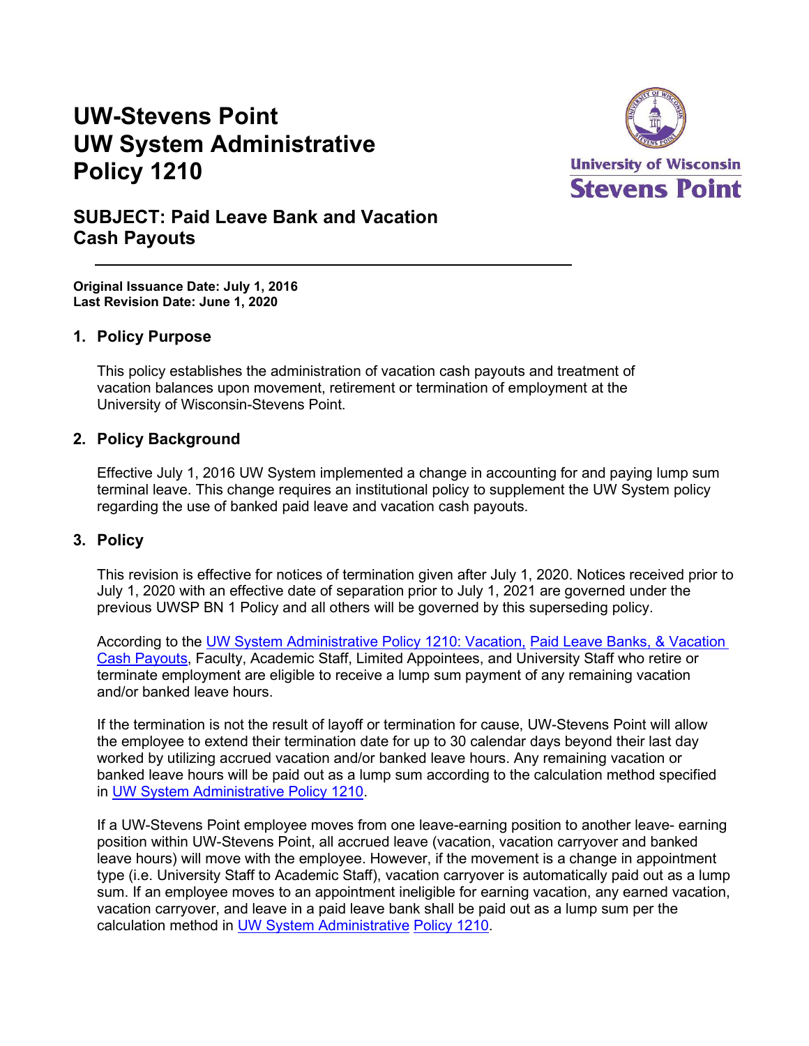# UW-Stevens Point
# UW System Administrative
# Policy 1210

## SUBJECT: Paid Leave Bank and Vacation Cash Payouts

**Original Issuance Date: July 1, 2016**
**Last Revision Date: June 1, 2020**

### 1. Policy Purpose

This policy establishes the administration of vacation cash payouts and treatment of vacation balances upon movement, retirement or termination of employment at the University of Wisconsin-Stevens Point.

### 2. Policy Background

Effective July 1, 2016 UW System implemented a change in accounting for and paying lump sum terminal leave. This change requires an institutional policy to supplement the UW System policy regarding the use of banked paid leave and vacation cash payouts.

### 3. Policy

This revision is effective for notices of termination given after July 1, 2020. Notices received prior to July 1, 2020 with an effective date of separation prior to July 1, 2021 are governed under the previous UWSP BN 1 Policy and all others will be governed by this superseding policy.

According to the UW System Administrative Policy 1210: Vacation, Paid Leave Banks, & Vacation Cash Payouts, Faculty, Academic Staff, Limited Appointees, and University Staff who retire or terminate employment are eligible to receive a lump sum payment of any remaining vacation and/or banked leave hours.

If the termination is not the result of layoff or termination for cause, UW-Stevens Point will allow the employee to extend their termination date for up to 30 calendar days beyond their last day worked by utilizing accrued vacation and/or banked leave hours. Any remaining vacation or banked leave hours will be paid out as a lump sum according to the calculation method specified in UW System Administrative Policy 1210.

If a UW-Stevens Point employee moves from one leave-earning position to another leave- earning position within UW-Stevens Point, all accrued leave (vacation, vacation carryover and banked leave hours) will move with the employee. However, if the movement is a change in appointment type (i.e. University Staff to Academic Staff), vacation carryover is automatically paid out as a lump sum. If an employee moves to an appointment ineligible for earning vacation, any earned vacation, vacation carryover, and leave in a paid leave bank shall be paid out as a lump sum per the calculation method in UW System Administrative Policy 1210.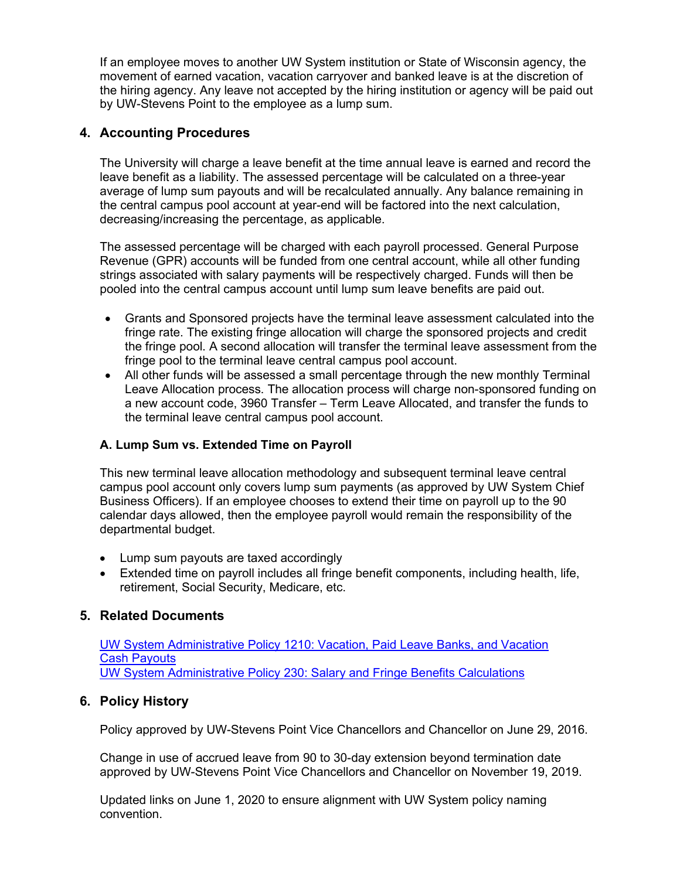If an employee moves to another UW System institution or State of Wisconsin agency, the movement of earned vacation, vacation carryover and banked leave is at the discretion of the hiring agency. Any leave not accepted by the hiring institution or agency will be paid out by UW-Stevens Point to the employee as a lump sum.

## 4. Accounting Procedures

The University will charge a leave benefit at the time annual leave is earned and record the leave benefit as a liability. The assessed percentage will be calculated on a three-year average of lump sum payouts and will be recalculated annually. Any balance remaining in the central campus pool account at year-end will be factored into the next calculation, decreasing/increasing the percentage, as applicable.

The assessed percentage will be charged with each payroll processed. General Purpose Revenue (GPR) accounts will be funded from one central account, while all other funding strings associated with salary payments will be respectively charged. Funds will then be pooled into the central campus account until lump sum leave benefits are paid out.

- Grants and Sponsored projects have the terminal leave assessment calculated into the fringe rate. The existing fringe allocation will charge the sponsored projects and credit the fringe pool. A second allocation will transfer the terminal leave assessment from the fringe pool to the terminal leave central campus pool account.
- All other funds will be assessed a small percentage through the new monthly Terminal Leave Allocation process. The allocation process will charge non-sponsored funding on a new account code, 3960 Transfer – Term Leave Allocated, and transfer the funds to the terminal leave central campus pool account.

### A. Lump Sum vs. Extended Time on Payroll

This new terminal leave allocation methodology and subsequent terminal leave central campus pool account only covers lump sum payments (as approved by UW System Chief Business Officers). If an employee chooses to extend their time on payroll up to the 90 calendar days allowed, then the employee payroll would remain the responsibility of the departmental budget.

- Lump sum payouts are taxed accordingly
- Extended time on payroll includes all fringe benefit components, including health, life, retirement, Social Security, Medicare, etc.

## 5. Related Documents

[UW System Administrative Policy 1210: Vacation, Paid Leave Banks, and Vacation Cash Payouts](#)
[UW System Administrative Policy 230: Salary and Fringe Benefits Calculations](#)

## 6. Policy History

Policy approved by UW-Stevens Point Vice Chancellors and Chancellor on June 29, 2016.

Change in use of accrued leave from 90 to 30-day extension beyond termination date approved by UW-Stevens Point Vice Chancellors and Chancellor on November 19, 2019.

Updated links on June 1, 2020 to ensure alignment with UW System policy naming convention.